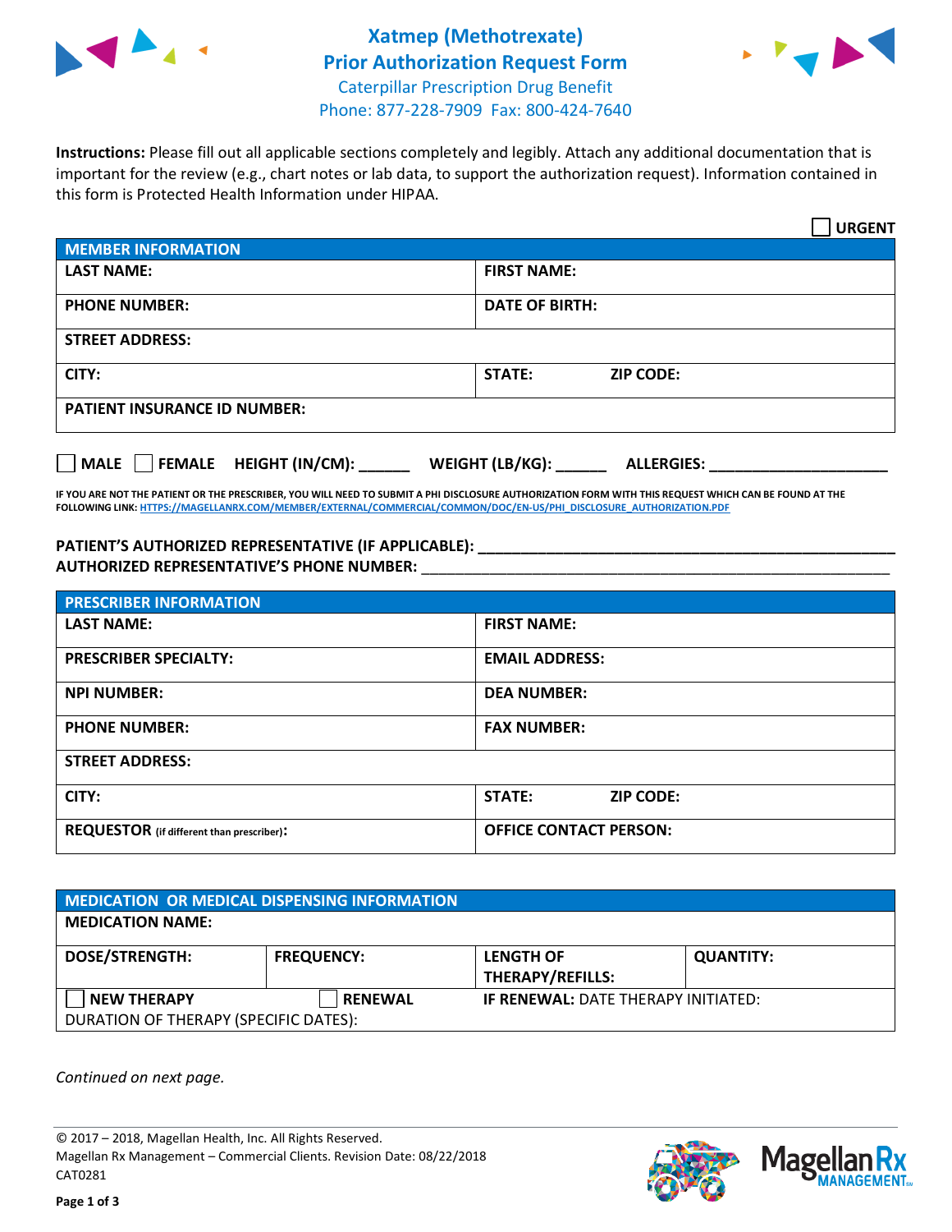# Xatmep (Methotrexate)
# Prior Authorization Request Form

Caterpillar Prescription Drug Benefit
Phone: 877-228-7909 Fax: 800-424-7640

**Instructions:** Please fill out all applicable sections completely and legibly. Attach any additional documentation that is important for the review (e.g., chart notes or lab data, to support the authorization request). Information contained in this form is Protected Health Information under HIPAA.

☐ **URGENT**

| **MEMBER INFORMATION** | |
|---|---|
| **LAST NAME:** | **FIRST NAME:** |
| **PHONE NUMBER:** | **DATE OF BIRTH:** |
| **STREET ADDRESS:** | |
| **CITY:** | **STATE:** **ZIP CODE:** |
| **PATIENT INSURANCE ID NUMBER:** | |

☐ **MALE** ☐ **FEMALE** **HEIGHT (IN/CM):** ______ **WEIGHT (LB/KG):** ______ **ALLERGIES:** ____________________

**IF YOU ARE NOT THE PATIENT OR THE PRESCRIBER, YOU WILL NEED TO SUBMIT A PHI DISCLOSURE AUTHORIZATION FORM WITH THIS REQUEST WHICH CAN BE FOUND AT THE FOLLOWING LINK: HTTPS://MAGELLANRX.COM/MEMBER/EXTERNAL/COMMERCIAL/COMMON/DOC/EN-US/PHI_DISCLOSURE_AUTHORIZATION.PDF**

**PATIENT'S AUTHORIZED REPRESENTATIVE (IF APPLICABLE):** ____________________________________________
**AUTHORIZED REPRESENTATIVE'S PHONE NUMBER:** ____________________________________________

| **PRESCRIBER INFORMATION** | |
|---|---|
| **LAST NAME:** | **FIRST NAME:** |
| **PRESCRIBER SPECIALTY:** | **EMAIL ADDRESS:** |
| **NPI NUMBER:** | **DEA NUMBER:** |
| **PHONE NUMBER:** | **FAX NUMBER:** |
| **STREET ADDRESS:** | |
| **CITY:** | **STATE:** **ZIP CODE:** |
| **REQUESTOR** (if different than prescriber)**:** | **OFFICE CONTACT PERSON:** |

| **MEDICATION OR MEDICAL DISPENSING INFORMATION** | | | |
|---|---|---|---|
| **MEDICATION NAME:** | | | |
| **DOSE/STRENGTH:** | **FREQUENCY:** | **LENGTH OF THERAPY/REFILLS:** | **QUANTITY:** |
| ☐ **NEW THERAPY** | ☐ **RENEWAL** | **IF RENEWAL:** DATE THERAPY INITIATED: | |
| DURATION OF THERAPY (SPECIFIC DATES): | | | |

*Continued on next page.*

© 2017 – 2018, Magellan Health, Inc. All Rights Reserved.
Magellan Rx Management – Commercial Clients. Revision Date: 08/22/2018
CAT0281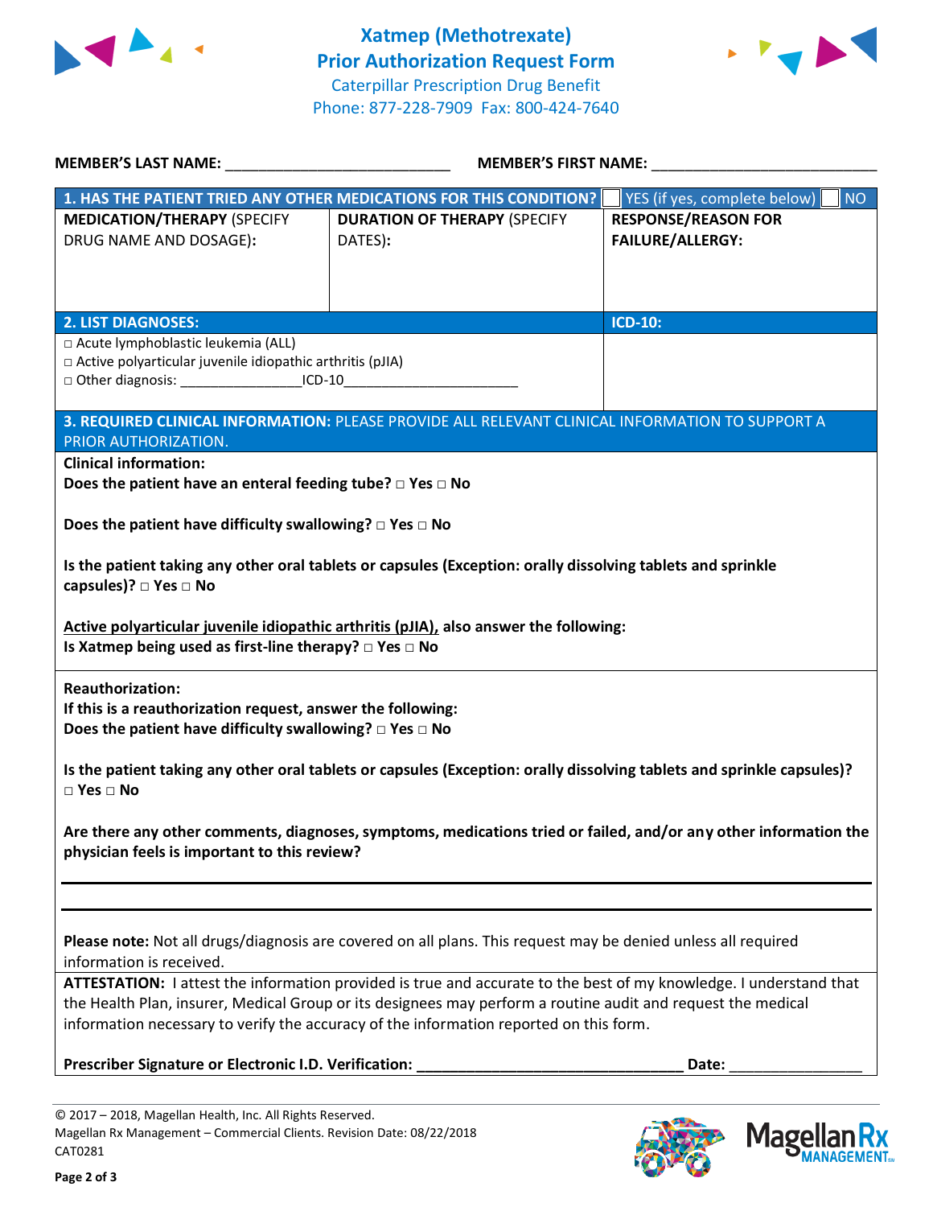# Xatmep (Methotrexate) Prior Authorization Request Form

Caterpillar Prescription Drug Benefit
Phone: 877-228-7909 Fax: 800-424-7640

**MEMBER'S LAST NAME:** ___________________________ **MEMBER'S FIRST NAME:** ___________________________

| **1. HAS THE PATIENT TRIED ANY OTHER MEDICATIONS FOR THIS CONDITION?** | | ☐ YES (if yes, complete below) ☐ NO |
|---|---|---|
| **MEDICATION/THERAPY** (SPECIFY DRUG NAME AND DOSAGE): | **DURATION OF THERAPY** (SPECIFY DATES): | **RESPONSE/REASON FOR FAILURE/ALLERGY:** |
| | | |

| **2. LIST DIAGNOSES:** | **ICD-10:** |
|---|---|
| □ Acute lymphoblastic leukemia (ALL)<br>□ Active polyarticular juvenile idiopathic arthritis (pJIA)<br>□ Other diagnosis: ________________ICD-10_______________________ | |

**3. REQUIRED CLINICAL INFORMATION:** PLEASE PROVIDE ALL RELEVANT CLINICAL INFORMATION TO SUPPORT A PRIOR AUTHORIZATION.

**Clinical information:**

**Does the patient have an enteral feeding tube? □ Yes □ No**

**Does the patient have difficulty swallowing? □ Yes □ No**

**Is the patient taking any other oral tablets or capsules (Exception: orally dissolving tablets and sprinkle capsules)? □ Yes □ No**

**Active polyarticular juvenile idiopathic arthritis (pJIA), also answer the following:**
**Is Xatmep being used as first-line therapy? □ Yes □ No**

**Reauthorization:**
**If this is a reauthorization request, answer the following:**
**Does the patient have difficulty swallowing? □ Yes □ No**

**Is the patient taking any other oral tablets or capsules (Exception: orally dissolving tablets and sprinkle capsules)? □ Yes □ No**

**Are there any other comments, diagnoses, symptoms, medications tried or failed, and/or any other information the physician feels is important to this review?**

___________________________________________________________________________

___________________________________________________________________________

**Please note:** Not all drugs/diagnosis are covered on all plans. This request may be denied unless all required information is received.

**ATTESTATION:** I attest the information provided is true and accurate to the best of my knowledge. I understand that the Health Plan, insurer, Medical Group or its designees may perform a routine audit and request the medical information necessary to verify the accuracy of the information reported on this form.

**Prescriber Signature or Electronic I.D. Verification:** _________________________________ **Date:** ________________

© 2017 – 2018, Magellan Health, Inc. All Rights Reserved.
Magellan Rx Management – Commercial Clients. Revision Date: 08/22/2018
CAT0281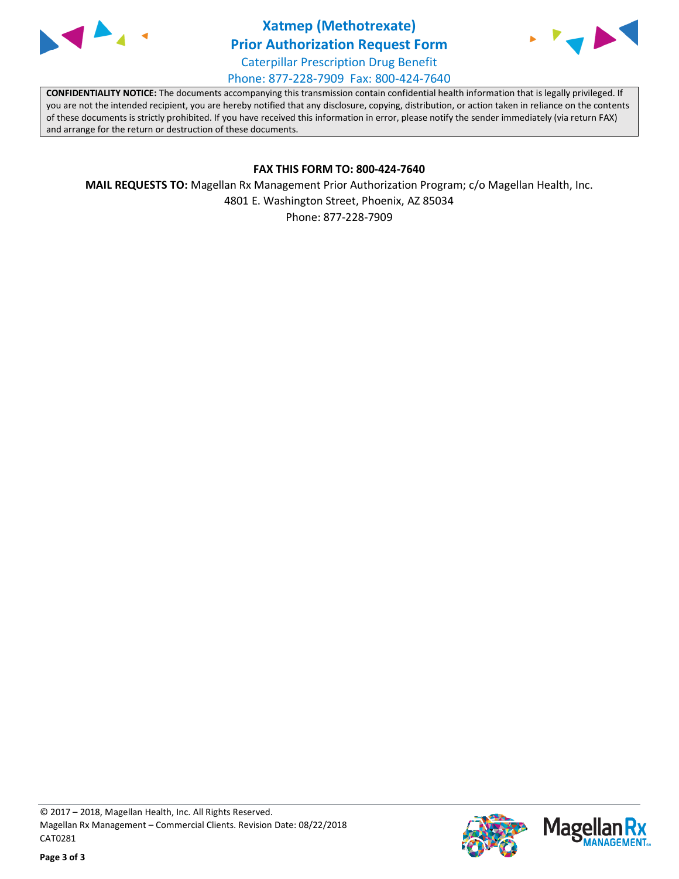# Xatmep (Methotrexate)
## Prior Authorization Request Form

Caterpillar Prescription Drug Benefit
Phone: 877-228-7909 Fax: 800-424-7640

**CONFIDENTIALITY NOTICE:** The documents accompanying this transmission contain confidential health information that is legally privileged. If you are not the intended recipient, you are hereby notified that any disclosure, copying, distribution, or action taken in reliance on the contents of these documents is strictly prohibited. If you have received this information in error, please notify the sender immediately (via return FAX) and arrange for the return or destruction of these documents.

**FAX THIS FORM TO: 800-424-7640**

**MAIL REQUESTS TO:** Magellan Rx Management Prior Authorization Program; c/o Magellan Health, Inc.
4801 E. Washington Street, Phoenix, AZ 85034
Phone: 877-228-7909

© 2017 – 2018, Magellan Health, Inc. All Rights Reserved.
Magellan Rx Management – Commercial Clients. Revision Date: 08/22/2018
CAT0281